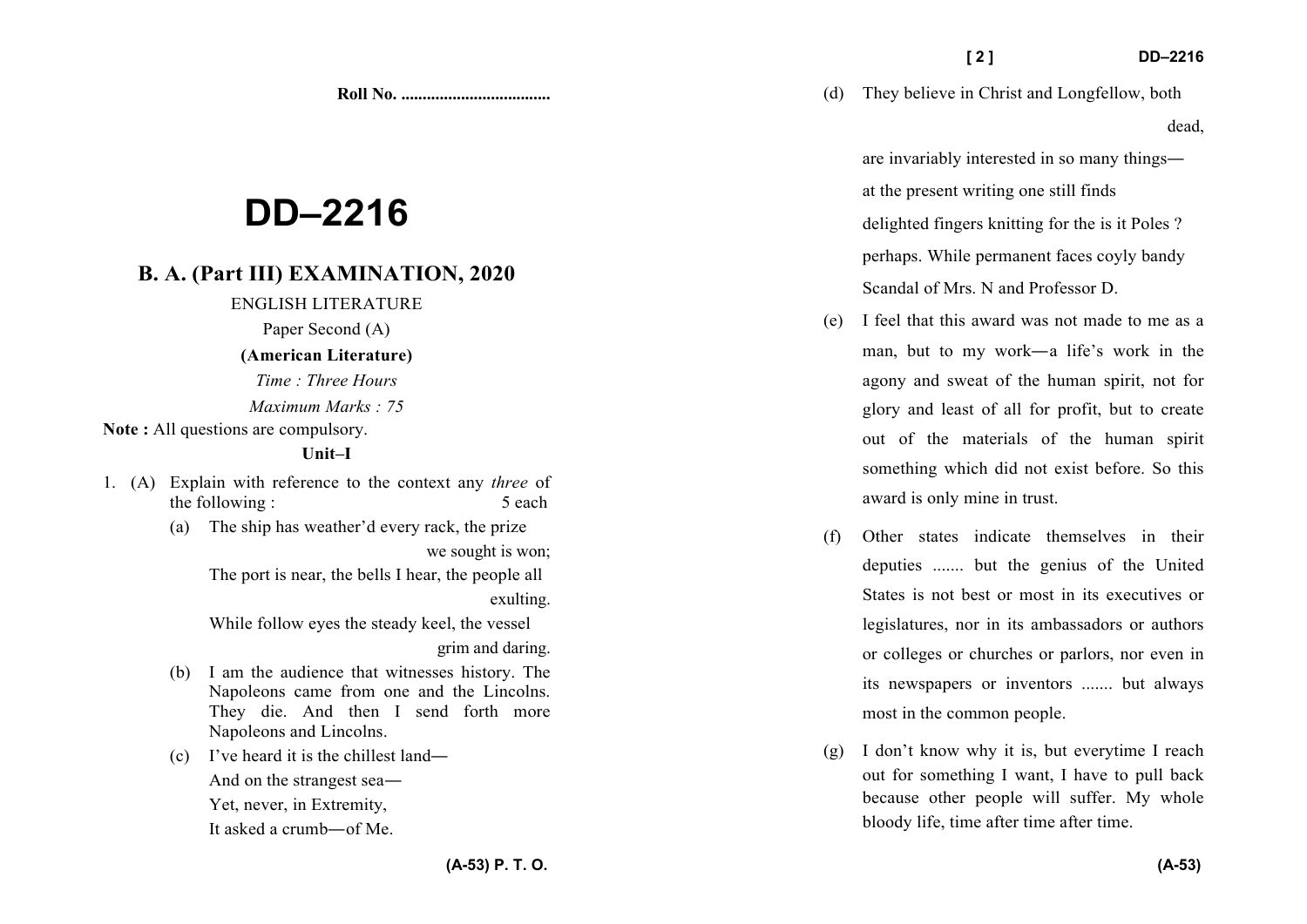Roll No. ...................................

# DD–2216

## B. A. (Part III) EXAMINATION, 2020

ENGLISH LITERATURE

Paper Second (A)

**(American Literature)**

*Time : Three Hours*

*Maximum Marks : 75*

**Note :** All questions are compulsory.

**Unit–I**

1. (A) Explain with reference to the context any *three* of the following : 5 each

   (a) The ship has weather'd every rack, the prize we sought is won;
   The port is near, the bells I hear, the people all exulting.
   While follow eyes the steady keel, the vessel grim and daring.

   (b) I am the audience that witnesses history. The Napoleons came from one and the Lincolns. They die. And then I send forth more Napoleons and Lincolns.

   (c) I've heard it is the chillest land—
   And on the strangest sea—
   Yet, never, in Extremity,
   It asked a crumb—of Me.

   (d) They believe in Christ and Longfellow, both dead,
   are invariably interested in so many things—
   at the present writing one still finds
   delighted fingers knitting for the is it Poles ?
   perhaps. While permanent faces coyly bandy
   Scandal of Mrs. N and Professor D.

   (e) I feel that this award was not made to me as a man, but to my work—a life's work in the agony and sweat of the human spirit, not for glory and least of all for profit, but to create out of the materials of the human spirit something which did not exist before. So this award is only mine in trust.

   (f) Other states indicate themselves in their deputies ....... but the genius of the United States is not best or most in its executives or legislatures, nor in its ambassadors or authors or colleges or churches or parlors, nor even in its newspapers or inventors ....... but always most in the common people.

   (g) I don't know why it is, but everytime I reach out for something I want, I have to pull back because other people will suffer. My whole bloody life, time after time after time.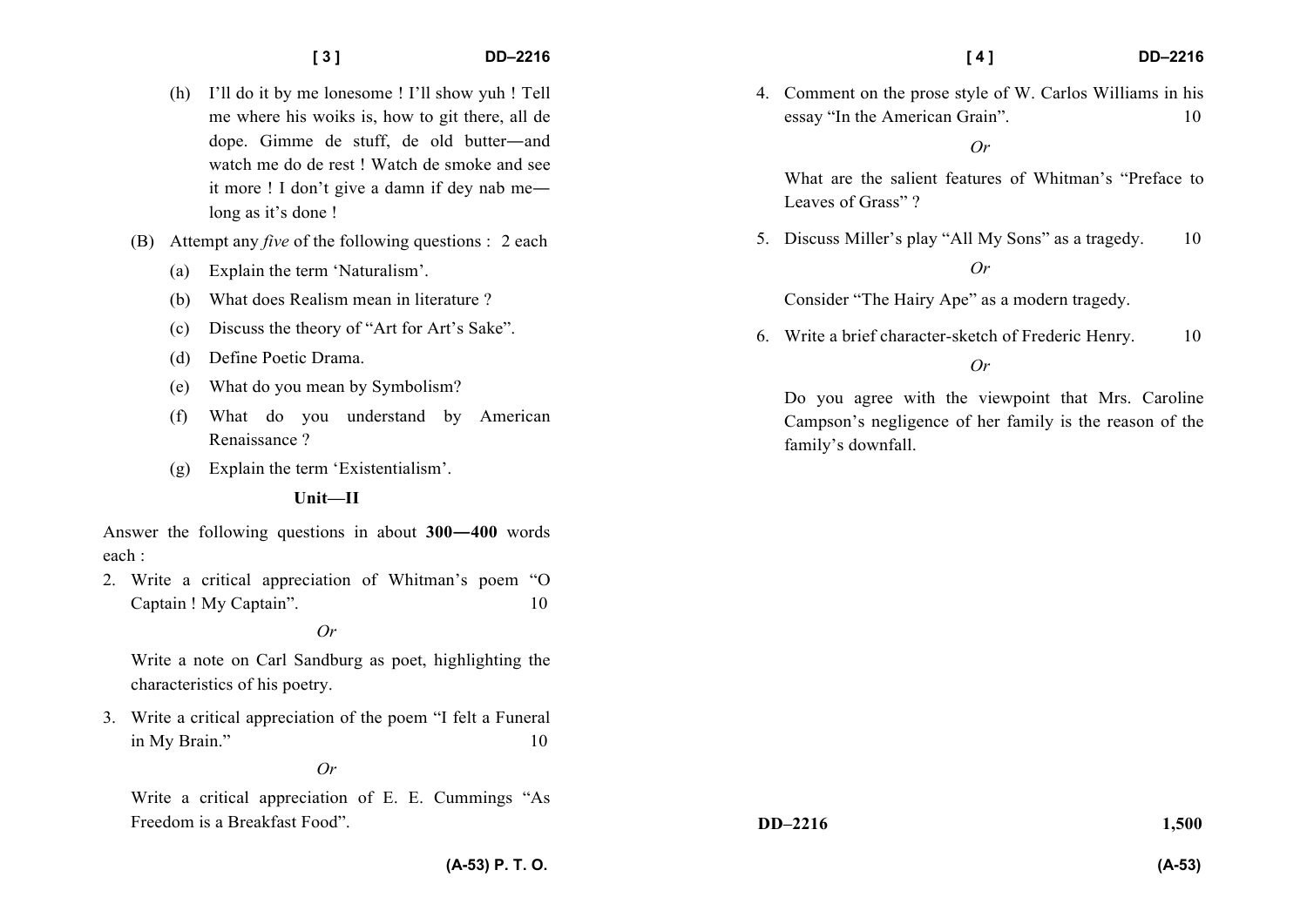(h) I'll do it by me lonesome ! I'll show yuh ! Tell me where his woiks is, how to git there, all de dope. Gimme de stuff, de old butter—and watch me do de rest ! Watch de smoke and see it more ! I don't give a damn if dey nab me—long as it's done !

(B) Attempt any *five* of the following questions : 2 each

(a) Explain the term 'Naturalism'.

(b) What does Realism mean in literature ?

(c) Discuss the theory of "Art for Art's Sake".

(d) Define Poetic Drama.

(e) What do you mean by Symbolism?

(f) What do you understand by American Renaissance ?

(g) Explain the term 'Existentialism'.

## Unit—II

Answer the following questions in about **300—400** words each :

2. Write a critical appreciation of Whitman's poem "O Captain ! My Captain". 10

*Or*

Write a note on Carl Sandburg as poet, highlighting the characteristics of his poetry.

3. Write a critical appreciation of the poem "I felt a Funeral in My Brain." 10

*Or*

Write a critical appreciation of E. E. Cummings "As Freedom is a Breakfast Food".

4. Comment on the prose style of W. Carlos Williams in his essay "In the American Grain". 10

*Or*

What are the salient features of Whitman's "Preface to Leaves of Grass" ?

5. Discuss Miller's play "All My Sons" as a tragedy. 10

*Or*

Consider "The Hairy Ape" as a modern tragedy.

6. Write a brief character-sketch of Frederic Henry. 10

*Or*

Do you agree with the viewpoint that Mrs. Caroline Campson's negligence of her family is the reason of the family's downfall.

DD–2216 1,500